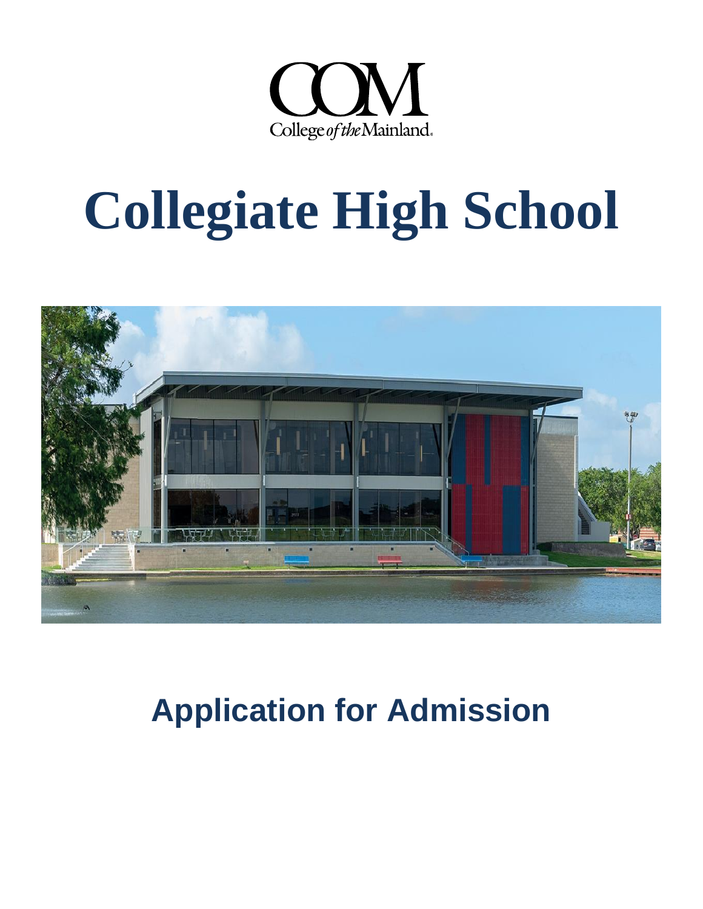COM

College of the Mainland

# Collegiate High School

## Application for Admission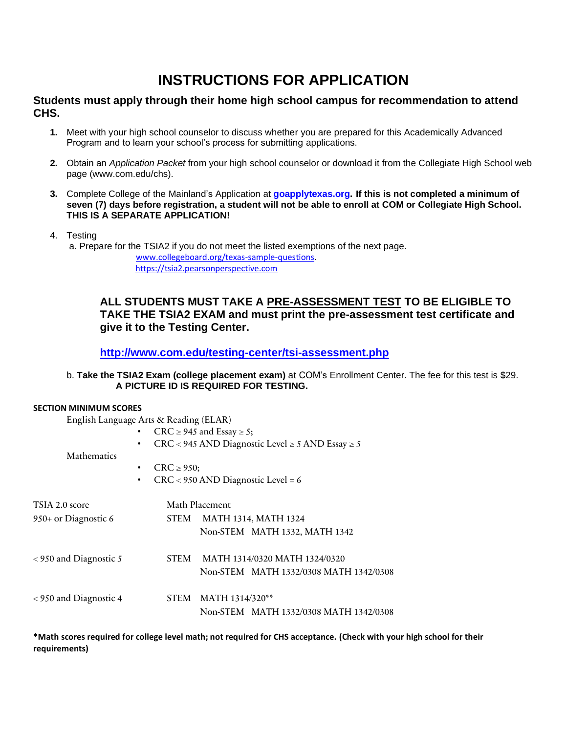# INSTRUCTIONS FOR APPLICATION

### Students must apply through their home high school campus for recommendation to attend CHS.

1. Meet with your high school counselor to discuss whether you are prepared for this Academically Advanced Program and to learn your school's process for submitting applications.

2. Obtain an *Application Packet* from your high school counselor or download it from the Collegiate High School web page (www.com.edu/chs).

3. Complete College of the Mainland's Application at **goapplytexas.org**. **If this is not completed a minimum of seven (7) days before registration, a student will not be able to enroll at COM or Collegiate High School. THIS IS A SEPARATE APPLICATION!**

4. Testing
   a. Prepare for the TSIA2 if you do not meet the listed exemptions of the next page.
   www.collegeboard.org/texas-sample-questions.
   https://tsia2.pearsonperspective.com

   **ALL STUDENTS MUST TAKE A PRE-ASSESSMENT TEST TO BE ELIGIBLE TO TAKE THE TSIA2 EXAM and must print the pre-assessment test certificate and give it to the Testing Center.**

   **http://www.com.edu/testing-center/tsi-assessment.php**

   b. **Take the TSIA2 Exam (college placement exam)** at COM's Enrollment Center. The fee for this test is $29.
   **A PICTURE ID IS REQUIRED FOR TESTING.**

**SECTION MINIMUM SCORES**

English Language Arts & Reading (ELAR)
- CRC ≥ 945 and Essay ≥ 5;
- CRC < 945 AND Diagnostic Level ≥ 5 AND Essay ≥ 5

Mathematics
- CRC ≥ 950;
- CRC < 950 AND Diagnostic Level = 6

| TSIA 2.0 score | Math Placement | |
|---|---|---|
| 950+ or Diagnostic 6 | STEM | MATH 1314, MATH 1324 |
| | Non-STEM | MATH 1332, MATH 1342 |
| < 950 and Diagnostic 5 | STEM | MATH 1314/0320 MATH 1324/0320 |
| | Non-STEM | MATH 1332/0308 MATH 1342/0308 |
| < 950 and Diagnostic 4 | STEM | MATH 1314/320** |
| | Non-STEM | MATH 1332/0308 MATH 1342/0308 |

**\*Math scores required for college level math; not required for CHS acceptance. (Check with your high school for their requirements)**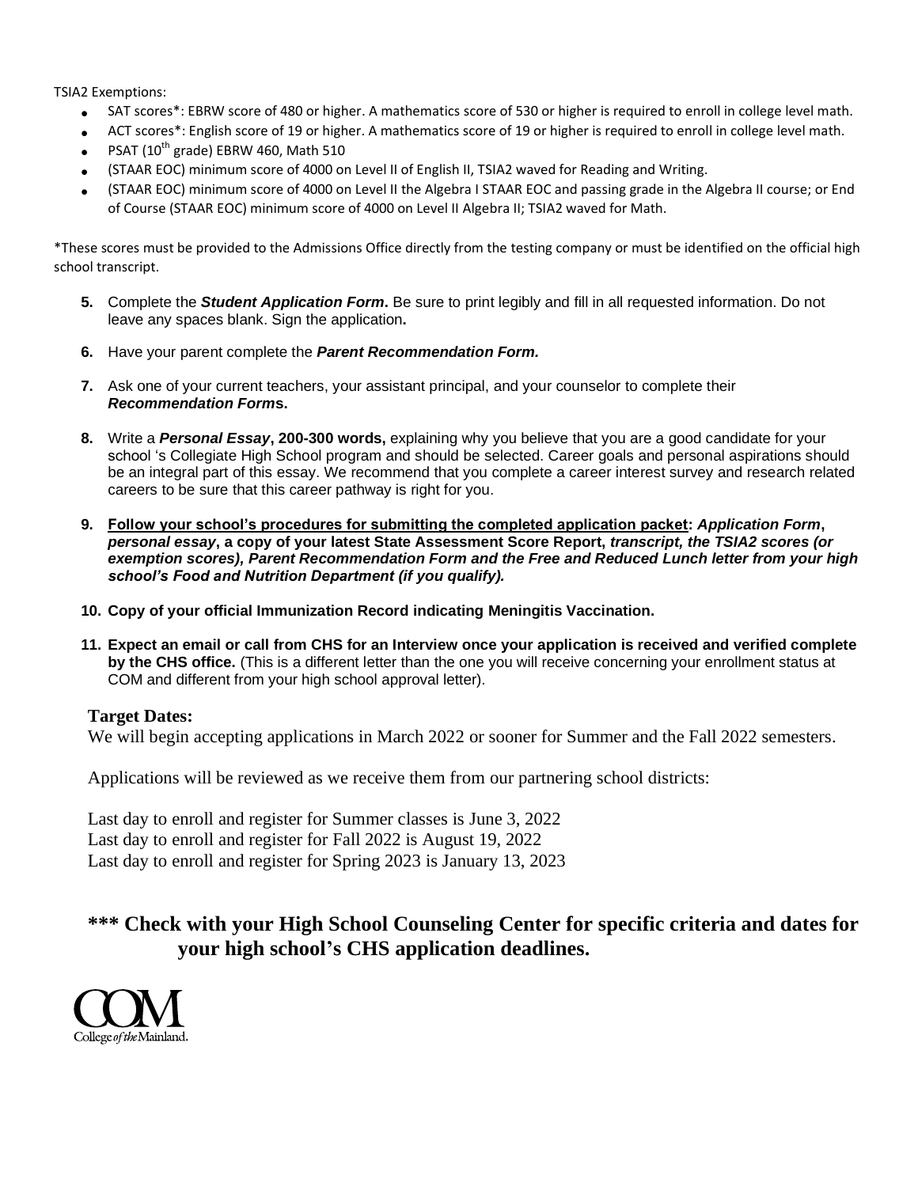TSIA2 Exemptions:

- SAT scores*: EBRW score of 480 or higher. A mathematics score of 530 or higher is required to enroll in college level math.
- ACT scores*: English score of 19 or higher. A mathematics score of 19 or higher is required to enroll in college level math.
- PSAT ($10^{th}$ grade) EBRW 460, Math 510
- (STAAR EOC) minimum score of 4000 on Level II of English II, TSIA2 waved for Reading and Writing.
- (STAAR EOC) minimum score of 4000 on Level II the Algebra I STAAR EOC and passing grade in the Algebra II course; or End of Course (STAAR EOC) minimum score of 4000 on Level II Algebra II; TSIA2 waved for Math.

*These scores must be provided to the Admissions Office directly from the testing company or must be identified on the official high school transcript.

5. Complete the ***Student Application Form***. Be sure to print legibly and fill in all requested information. Do not leave any spaces blank. Sign the application**.**
6. Have your parent complete the ***Parent Recommendation Form.***
7. Ask one of your current teachers, your assistant principal, and your counselor to complete their ***Recommendation Form*****s.**
8. Write a ***Personal Essay*****, 200-300 words,** explaining why you believe that you are a good candidate for your school 's Collegiate High School program and should be selected. Career goals and personal aspirations should be an integral part of this essay. We recommend that you complete a career interest survey and research related careers to be sure that this career pathway is right for you.
9. **<u>Follow your school's procedures for submitting the completed application packet</u>: *Application Form*, *personal essay*, a copy of your latest State Assessment Score Report, *transcript, the TSIA2 scores (or exemption scores), Parent Recommendation Form and the Free and Reduced Lunch letter from your high school's Food and Nutrition Department (if you qualify).***
10. **Copy of your official Immunization Record indicating Meningitis Vaccination.**
11. **Expect an email or call from CHS for an Interview once your application is received and verified complete by the CHS office.** (This is a different letter than the one you will receive concerning your enrollment status at COM and different from your high school approval letter).

**Target Dates:**

We will begin accepting applications in March 2022 or sooner for Summer and the Fall 2022 semesters.

Applications will be reviewed as we receive them from our partnering school districts:

Last day to enroll and register for Summer classes is June 3, 2022
Last day to enroll and register for Fall 2022 is August 19, 2022
Last day to enroll and register for Spring 2023 is January 13, 2023

## *** Check with your High School Counseling Center for specific criteria and dates for your high school's CHS application deadlines.

COM College of the Mainland.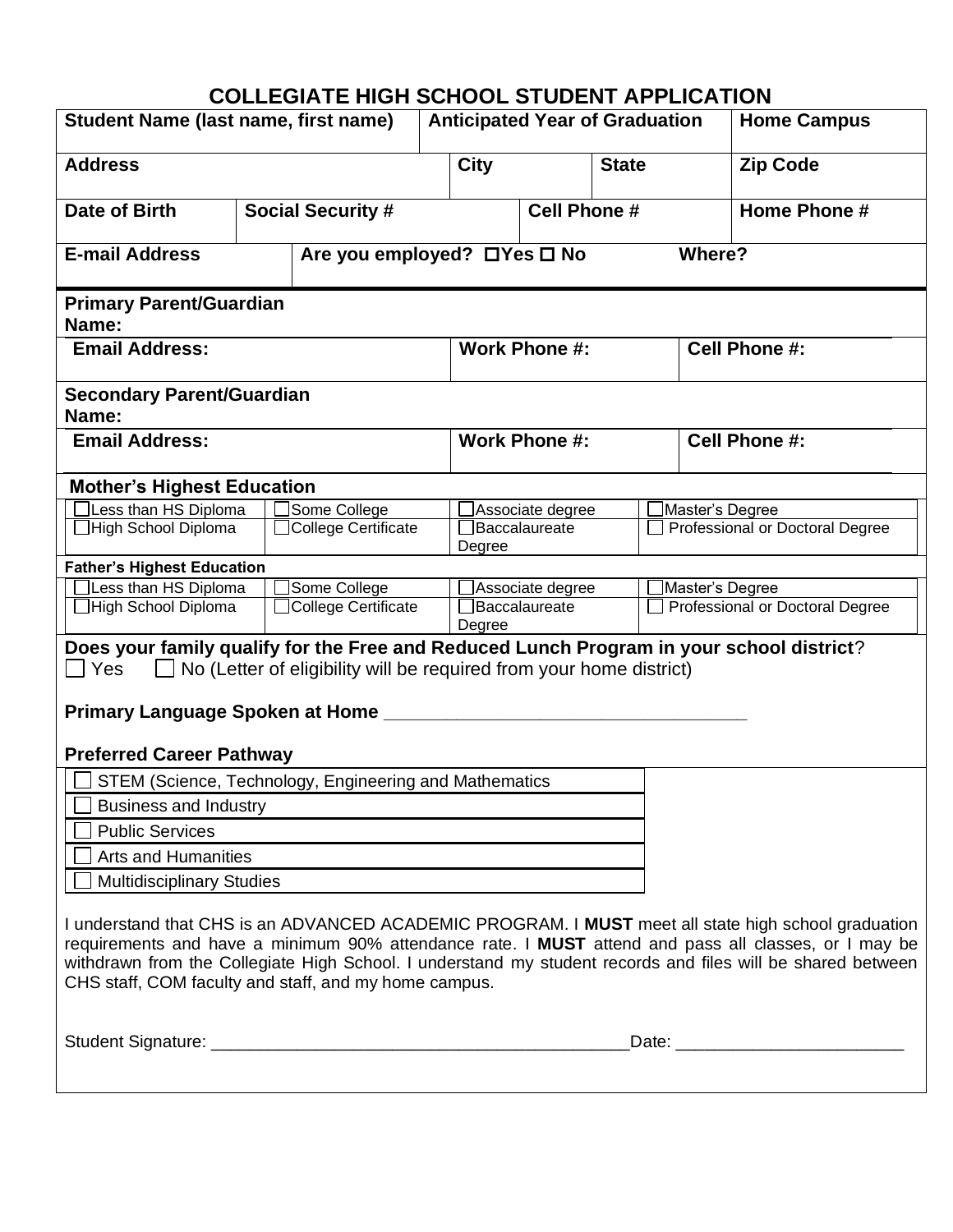# COLLEGIATE HIGH SCHOOL STUDENT APPLICATION

| Student Name (last name, first name) | Anticipated Year of Graduation | Home Campus |
|---|---|---|
| | | |

| Address | City | State | Zip Code |
|---|---|---|---|
| | | | |

| Date of Birth | Social Security # | Cell Phone # | Home Phone # |
|---|---|---|---|
| | | | |

| E-mail Address | Are you employed? ☐Yes ☐ No | Where? |
|---|---|---|
| | | |

**Primary Parent/Guardian Name:**

| Email Address: | Work Phone #: | Cell Phone #: |
|---|---|---|
| | | |

**Secondary Parent/Guardian Name:**

| Email Address: | Work Phone #: | Cell Phone #: |
|---|---|---|
| | | |

**Mother's Highest Education**

| | | | |
|---|---|---|---|
| ☐Less than HS Diploma | ☐Some College | ☐Associate degree | ☐Master's Degree |
| ☐High School Diploma | ☐College Certificate | ☐Baccalaureate Degree | ☐ Professional or Doctoral Degree |

**Father's Highest Education**

| | | | |
|---|---|---|---|
| ☐Less than HS Diploma | ☐Some College | ☐Associate degree | ☐Master's Degree |
| ☐High School Diploma | ☐College Certificate | ☐Baccalaureate Degree | ☐ Professional or Doctoral Degree |

**Does your family qualify for the Free and Reduced Lunch Program in your school district**?

☐ Yes ☐ No (Letter of eligibility will be required from your home district)

**Primary Language Spoken at Home \_\_\_\_\_\_\_\_\_\_\_\_\_\_\_\_\_\_\_\_\_\_\_\_\_\_\_\_\_\_\_\_\_\_\_\_**

**Preferred Career Pathway**

- ☐ STEM (Science, Technology, Engineering and Mathematics
- ☐ Business and Industry
- ☐ Public Services
- ☐ Arts and Humanities
- ☐ Multidisciplinary Studies

I understand that CHS is an ADVANCED ACADEMIC PROGRAM. I **MUST** meet all state high school graduation requirements and have a minimum 90% attendance rate. I **MUST** attend and pass all classes, or I may be withdrawn from the Collegiate High School. I understand my student records and files will be shared between CHS staff, COM faculty and staff, and my home campus.

Student Signature: \_\_\_\_\_\_\_\_\_\_\_\_\_\_\_\_\_\_\_\_\_\_\_\_\_\_\_\_\_\_\_\_\_\_\_\_\_\_\_\_\_\_\_\_Date: \_\_\_\_\_\_\_\_\_\_\_\_\_\_\_\_\_\_\_\_\_\_\_\_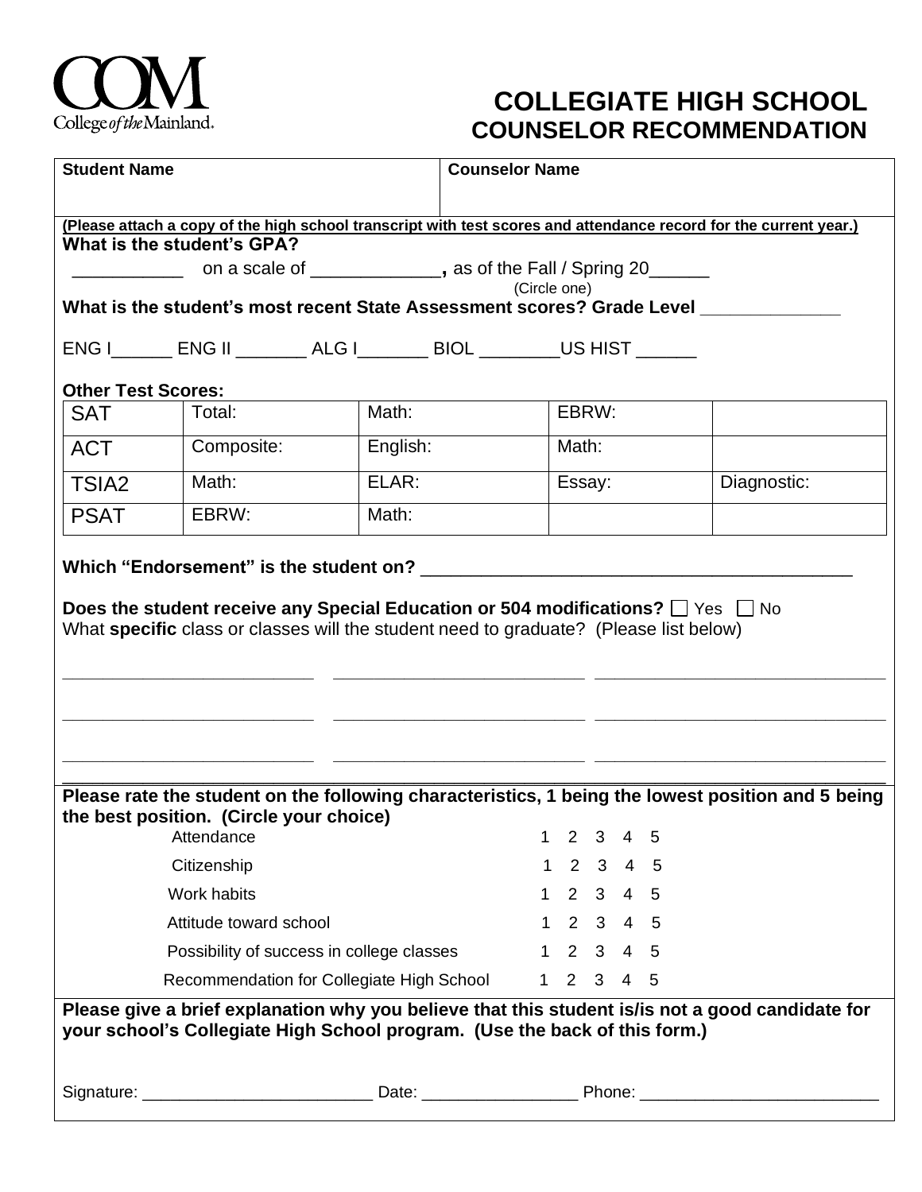COM
College of the Mainland.

# COLLEGIATE HIGH SCHOOL
# COUNSELOR RECOMMENDATION

| **Student Name** | **Counselor Name** |
|---|---|
| | |

**(Please attach a copy of the high school transcript with test scores and attendance record for the current year.)**

**What is the student's GPA?**

___________ on a scale of _____________**,** as of the Fall / Spring 20______
(Circle one)

**What is the student's most recent State Assessment scores? Grade Level ______________**

ENG I______ ENG II _______ ALG I_______ BIOL ________US HIST ______

**Other Test Scores:**

| SAT | Total: | Math: | EBRW: | |
|---|---|---|---|---|
| ACT | Composite: | English: | Math: | |
| TSIA2 | Math: | ELAR: | Essay: | Diagnostic: |
| PSAT | EBRW: | Math: | | |

**Which "Endorsement" is the student on?** ____________________________________________

**Does the student receive any Special Education or 504 modifications?** ☐ Yes ☐ No

What **specific** class or classes will the student need to graduate? (Please list below)

__________________________ __________________________ ______________________________

__________________________ __________________________ ______________________________

__________________________ __________________________ ______________________________

**Please rate the student on the following characteristics, 1 being the lowest position and 5 being the best position. (Circle your choice)**

| Characteristic | Rating |
|---|---|
| Attendance | 1 2 3 4 5 |
| Citizenship | 1 2 3 4 5 |
| Work habits | 1 2 3 4 5 |
| Attitude toward school | 1 2 3 4 5 |
| Possibility of success in college classes | 1 2 3 4 5 |
| Recommendation for Collegiate High School | 1 2 3 4 5 |

**Please give a brief explanation why you believe that this student is/is not a good candidate for your school's Collegiate High School program. (Use the back of this form.)**

Signature: _________________________ Date: _________________ Phone: __________________________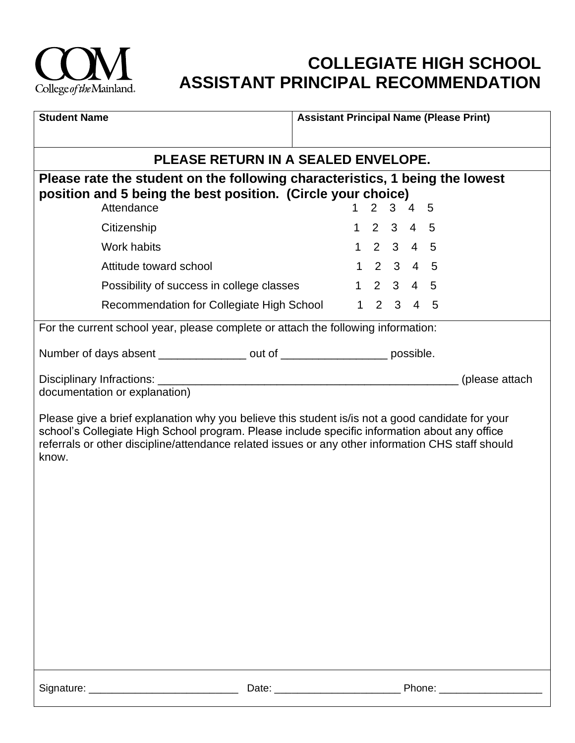COM
College of the Mainland.

# COLLEGIATE HIGH SCHOOL
# ASSISTANT PRINCIPAL RECOMMENDATION

| **Student Name** | **Assistant Principal Name (Please Print)** |
|---|---|
| | |

**PLEASE RETURN IN A SEALED ENVELOPE.**

**Please rate the student on the following characteristics, 1 being the lowest position and 5 being the best position. (Circle your choice)**

| Characteristic | Rating |
|---|---|
| Attendance | 1 2 3 4 5 |
| Citizenship | 1 2 3 4 5 |
| Work habits | 1 2 3 4 5 |
| Attitude toward school | 1 2 3 4 5 |
| Possibility of success in college classes | 1 2 3 4 5 |
| Recommendation for Collegiate High School | 1 2 3 4 5 |

For the current school year, please complete or attach the following information:

Number of days absent ______________ out of _________________ possible.

Disciplinary Infractions: ___________________________________________________ (please attach documentation or explanation)

Please give a brief explanation why you believe this student is/is not a good candidate for your school's Collegiate High School program. Please include specific information about any office referrals or other discipline/attendance related issues or any other information CHS staff should know.

Signature: __________________________ Date: _____________________ Phone: __________________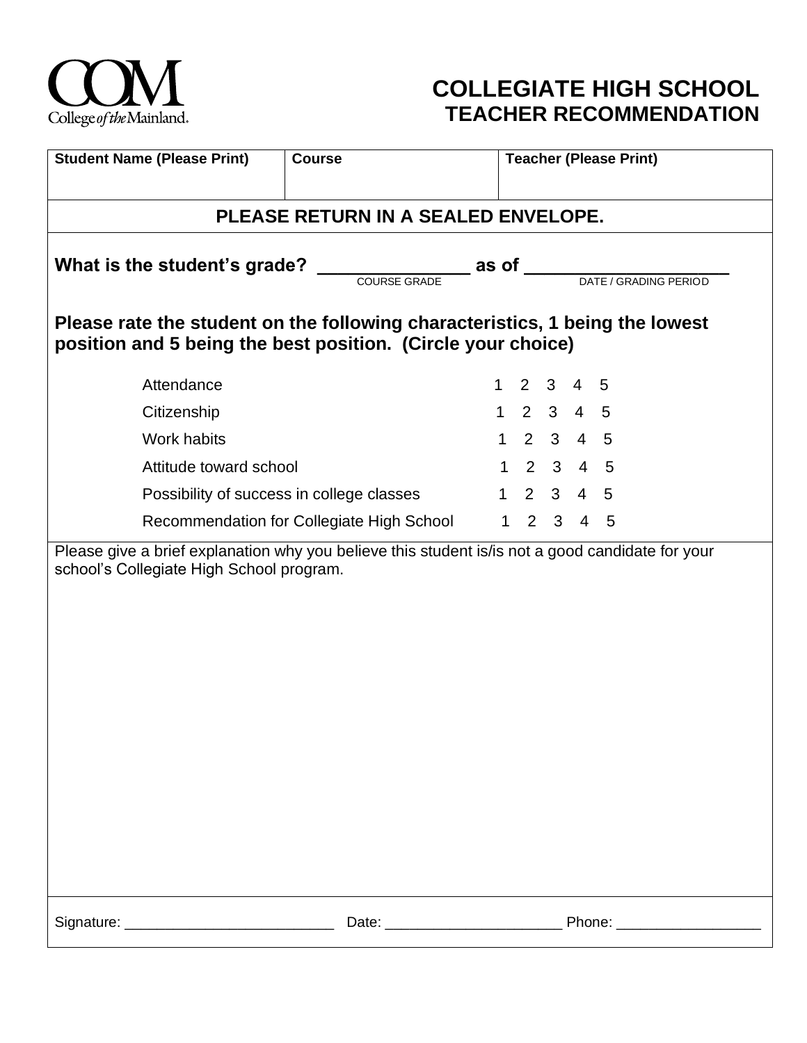COM College of the Mainland

# COLLEGIATE HIGH SCHOOL
## TEACHER RECOMMENDATION

| Student Name (Please Print) | Course | Teacher (Please Print) |
|---|---|---|
| | | |

**PLEASE RETURN IN A SEALED ENVELOPE.**

**What is the student's grade? _______________ as of ____________________**

COURSE GRADE &nbsp;&nbsp;&nbsp;&nbsp; DATE / GRADING PERIOD

**Please rate the student on the following characteristics, 1 being the lowest position and 5 being the best position. (Circle your choice)**

| Characteristic | Rating |
|---|---|
| Attendance | 1 2 3 4 5 |
| Citizenship | 1 2 3 4 5 |
| Work habits | 1 2 3 4 5 |
| Attitude toward school | 1 2 3 4 5 |
| Possibility of success in college classes | 1 2 3 4 5 |
| Recommendation for Collegiate High School | 1 2 3 4 5 |

Please give a brief explanation why you believe this student is/is not a good candidate for your school's Collegiate High School program.

Signature: __________________________ Date: ______________________ Phone: __________________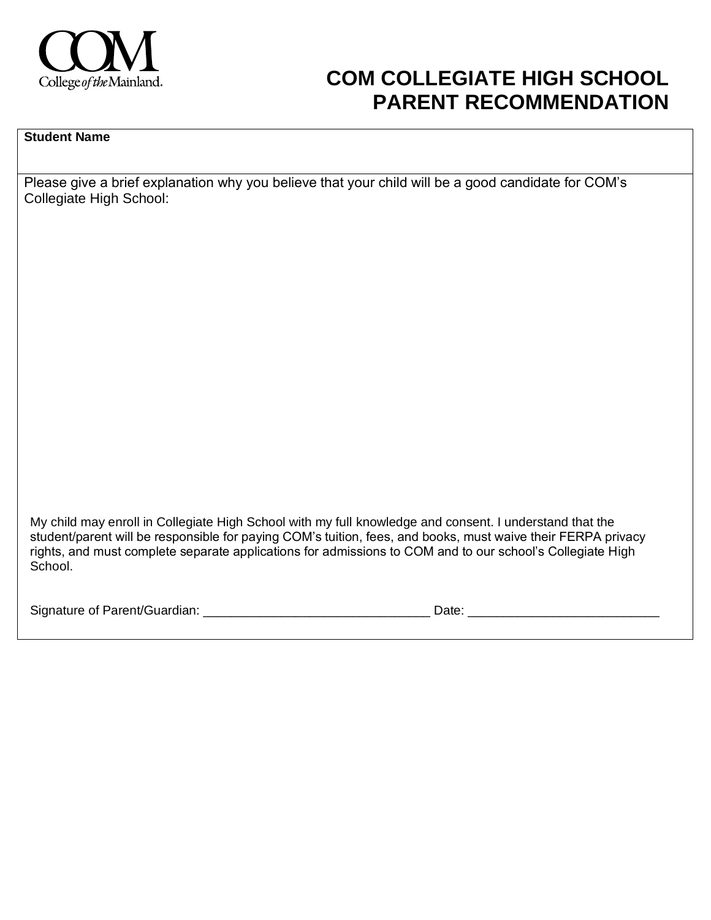COM
College of the Mainland.

# COM COLLEGIATE HIGH SCHOOL
# PARENT RECOMMENDATION

**Student Name**

Please give a brief explanation why you believe that your child will be a good candidate for COM's Collegiate High School:

My child may enroll in Collegiate High School with my full knowledge and consent. I understand that the student/parent will be responsible for paying COM's tuition, fees, and books, must waive their FERPA privacy rights, and must complete separate applications for admissions to COM and to our school's Collegiate High School.

Signature of Parent/Guardian: ______________________________ Date: _________________________